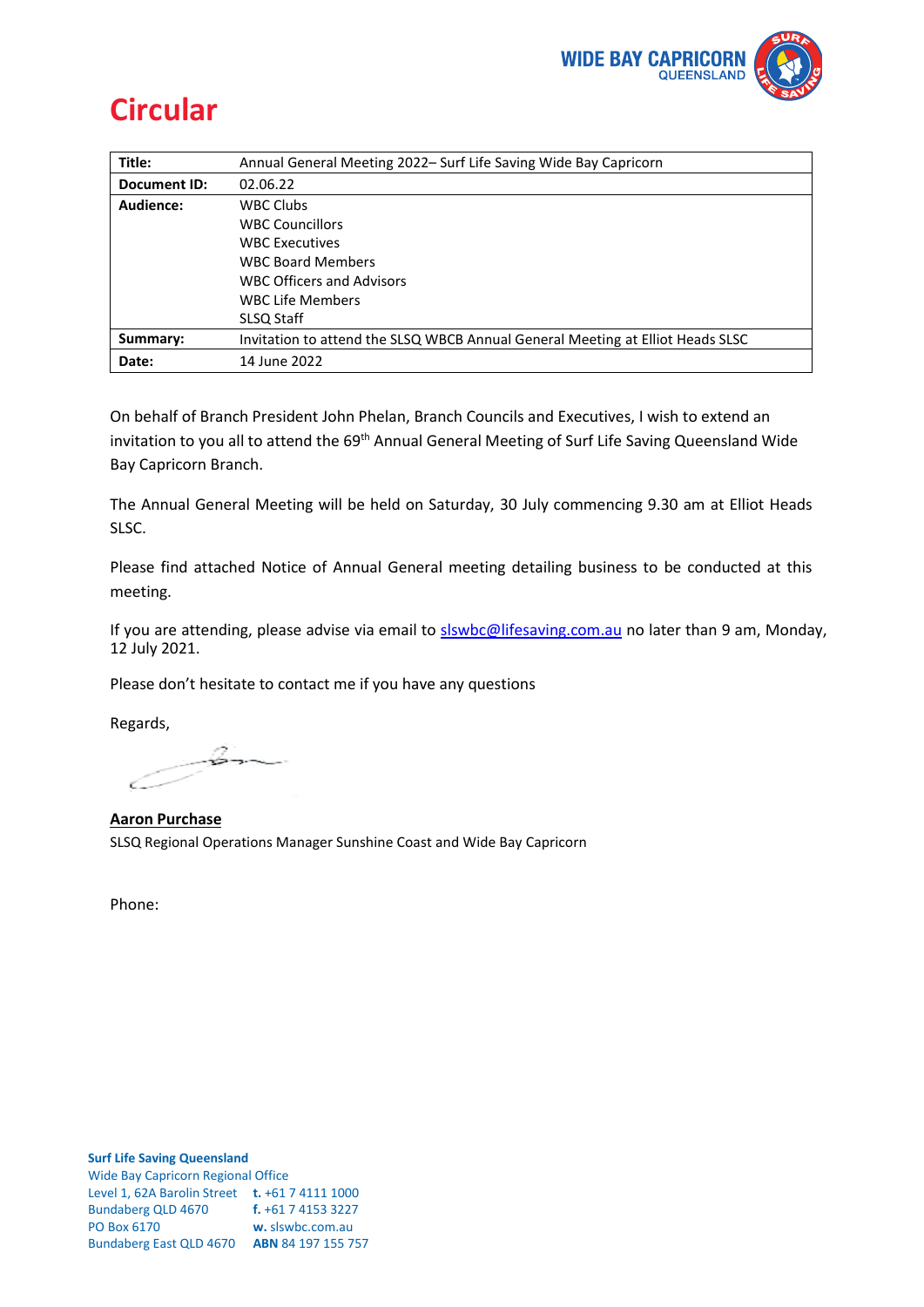WIDE BAY CAPRICORN
QUEENSLAND

# Circular

| Title: | Annual General Meeting 2022– Surf Life Saving Wide Bay Capricorn |
|---|---|
| Document ID: | 02.06.22 |
| Audience: | WBC Clubs<br>WBC Councillors<br>WBC Executives<br>WBC Board Members<br>WBC Officers and Advisors<br>WBC Life Members<br>SLSQ Staff |
| Summary: | Invitation to attend the SLSQ WBCB Annual General Meeting at Elliot Heads SLSC |
| Date: | 14 June 2022 |

On behalf of Branch President John Phelan, Branch Councils and Executives, I wish to extend an invitation to you all to attend the 69th Annual General Meeting of Surf Life Saving Queensland Wide Bay Capricorn Branch.

The Annual General Meeting will be held on Saturday, 30 July commencing 9.30 am at Elliot Heads SLSC.

Please find attached Notice of Annual General meeting detailing business to be conducted at this meeting.

If you are attending, please advise via email to slswbc@lifesaving.com.au no later than 9 am, Monday, 12 July 2021.

Please don't hesitate to contact me if you have any questions

Regards,

**Aaron Purchase**
SLSQ Regional Operations Manager Sunshine Coast and Wide Bay Capricorn

Phone:

**Surf Life Saving Queensland**
Wide Bay Capricorn Regional Office
Level 1, 62A Barolin Street
Bundaberg QLD 4670
PO Box 6170
Bundaberg East QLD 4670

**t.** +61 7 4111 1000
**f.** +61 7 4153 3227
**w.** slswbc.com.au
**ABN** 84 197 155 757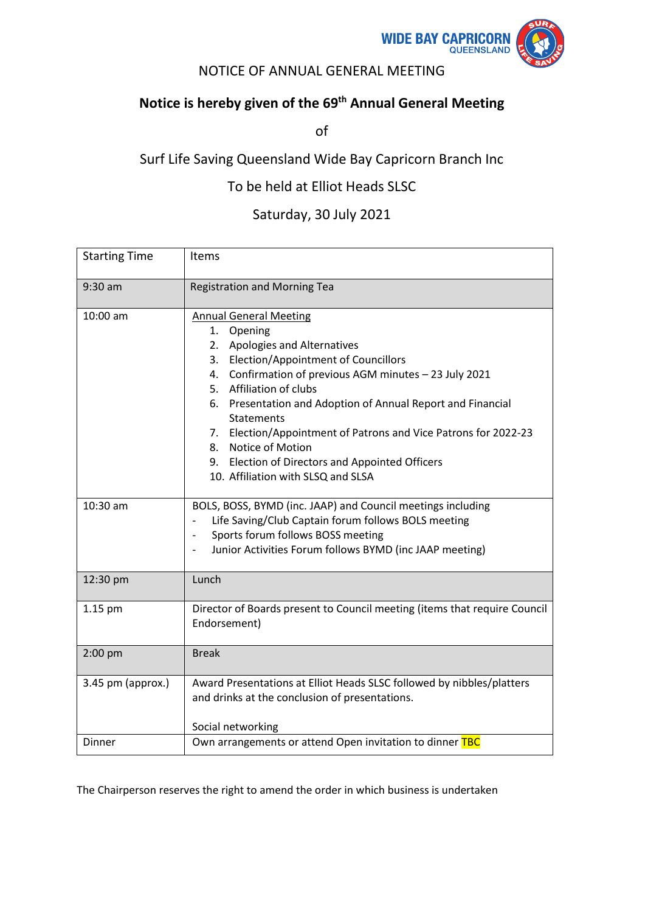WIDE BAY CAPRICORN QUEENSLAND

NOTICE OF ANNUAL GENERAL MEETING

## Notice is hereby given of the 69th Annual General Meeting

of

Surf Life Saving Queensland Wide Bay Capricorn Branch Inc

To be held at Elliot Heads SLSC

Saturday, 30 July 2021

| Starting Time | Items |
|---|---|
| 9:30 am | Registration and Morning Tea |
| 10:00 am | Annual General Meeting<br>1. Opening<br>2. Apologies and Alternatives<br>3. Election/Appointment of Councillors<br>4. Confirmation of previous AGM minutes – 23 July 2021<br>5. Affiliation of clubs<br>6. Presentation and Adoption of Annual Report and Financial Statements<br>7. Election/Appointment of Patrons and Vice Patrons for 2022-23<br>8. Notice of Motion<br>9. Election of Directors and Appointed Officers<br>10. Affiliation with SLSQ and SLSA |
| 10:30 am | BOLS, BOSS, BYMD (inc. JAAP) and Council meetings including<br>- Life Saving/Club Captain forum follows BOLS meeting<br>- Sports forum follows BOSS meeting<br>- Junior Activities Forum follows BYMD (inc JAAP meeting) |
| 12:30 pm | Lunch |
| 1.15 pm | Director of Boards present to Council meeting (items that require Council Endorsement) |
| 2:00 pm | Break |
| 3.45 pm (approx.) | Award Presentations at Elliot Heads SLSC followed by nibbles/platters and drinks at the conclusion of presentations.<br><br>Social networking |
| Dinner | Own arrangements or attend Open invitation to dinner TBC |

The Chairperson reserves the right to amend the order in which business is undertaken